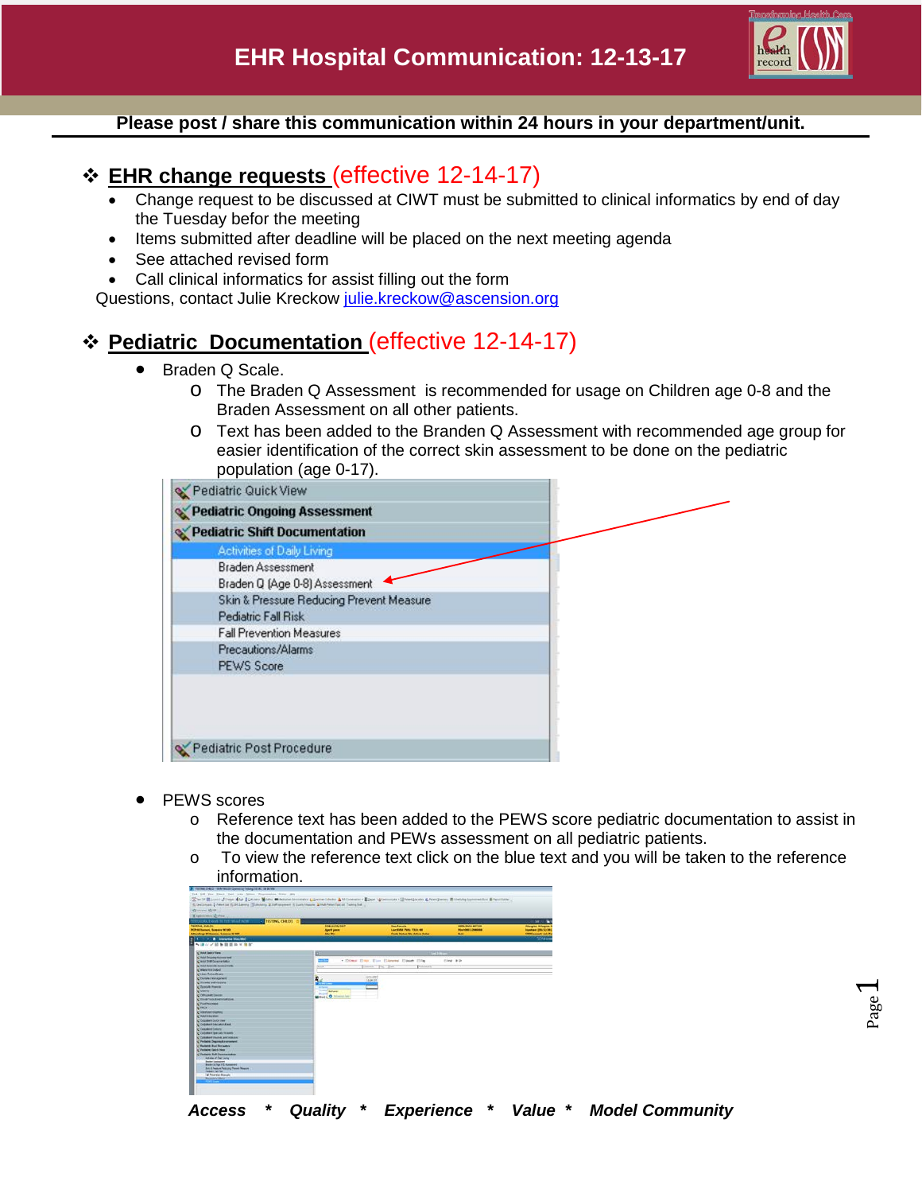# EHR Hospital Communication: 12-13-17

**Please post / share this communication within 24 hours in your department/unit.**

## ❖ EHR change requests (effective 12-14-17)

- Change request to be discussed at CIWT must be submitted to clinical informatics by end of day the Tuesday befor the meeting
- Items submitted after deadline will be placed on the next meeting agenda
- See attached revised form
- Call clinical informatics for assist filling out the form

Questions, contact Julie Kreckow julie.kreckow@ascension.org

## ❖ Pediatric Documentation (effective 12-14-17)

- Braden Q Scale.
  - The Braden Q Assessment is recommended for usage on Children age 0-8 and the Braden Assessment on all other patients.
  - Text has been added to the Branden Q Assessment with recommended age group for easier identification of the correct skin assessment to be done on the pediatric population (age 0-17).

Pediatric Quick View
Pediatric Ongoing Assessment
Pediatric Shift Documentation
Activities of Daily Living
Braden Assessment
Braden Q (Age 0-8) Assessment
Skin & Pressure Reducing Prevent Measure
Pediatric Fall Risk
Fall Prevention Measures
Precautions/Alarms
PEWS Score
Pediatric Post Procedure

- PEWS scores
  - Reference text has been added to the PEWS score pediatric documentation to assist in the documentation and PEWs assessment on all pediatric patients.
  - To view the reference text click on the blue text and you will be taken to the reference information.

***Access * Quality * Experience * Value * Model Community***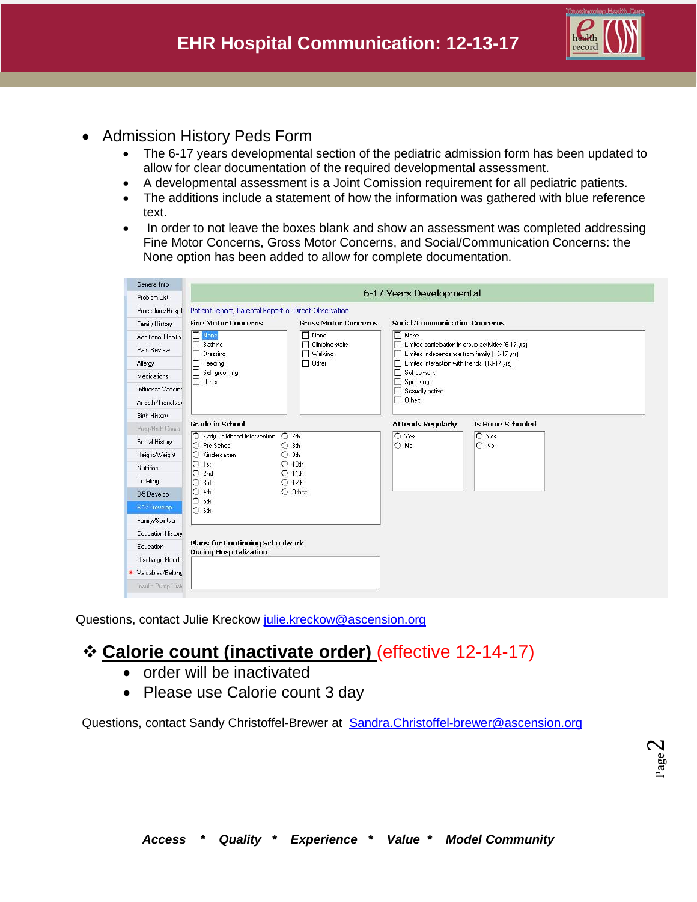# EHR Hospital Communication: 12-13-17

- Admission History Peds Form
  - The 6-17 years developmental section of the pediatric admission form has been updated to allow for clear documentation of the required developmental assessment.
  - A developmental assessment is a Joint Comission requirement for all pediatric patients.
  - The additions include a statement of how the information was gathered with blue reference text.
  - In order to not leave the boxes blank and show an assessment was completed addressing Fine Motor Concerns, Gross Motor Concerns, and Social/Communication Concerns: the None option has been added to allow for complete documentation.

Questions, contact Julie Kreckow [julie.kreckow@ascension.org](mailto:julie.kreckow@ascension.org)

## ❖ **Calorie count (inactivate order)** (effective 12-14-17)

- order will be inactivated
- Please use Calorie count 3 day

Questions, contact Sandy Christoffel-Brewer at [Sandra.Christoffel-brewer@ascension.org](mailto:Sandra.Christoffel-brewer@ascension.org)

***Access * Quality * Experience * Value * Model Community***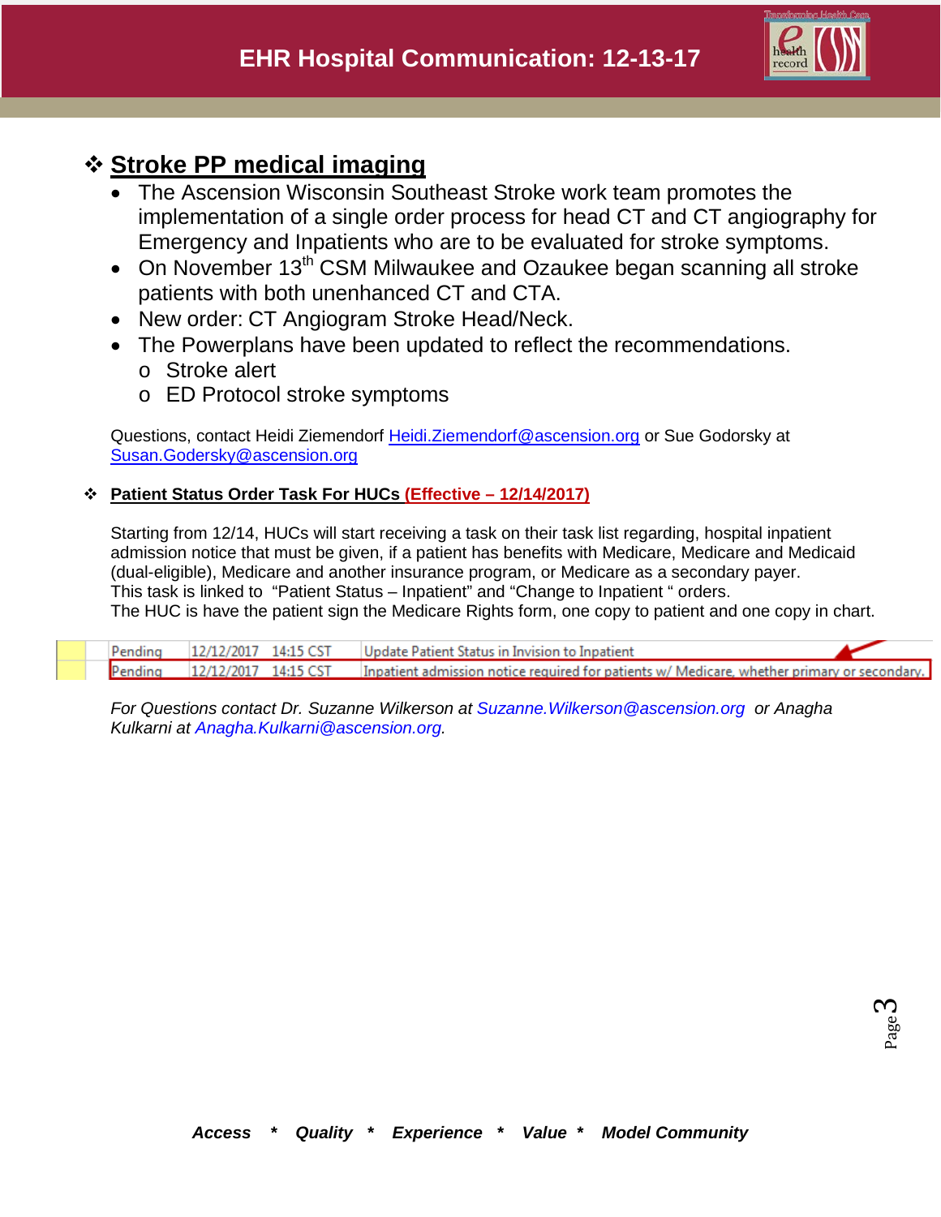# EHR Hospital Communication: 12-13-17

## ❖ Stroke PP medical imaging

- The Ascension Wisconsin Southeast Stroke work team promotes the implementation of a single order process for head CT and CT angiography for Emergency and Inpatients who are to be evaluated for stroke symptoms.
- On November 13th CSM Milwaukee and Ozaukee began scanning all stroke patients with both unenhanced CT and CTA.
- New order: CT Angiogram Stroke Head/Neck.
- The Powerplans have been updated to reflect the recommendations.
  - Stroke alert
  - ED Protocol stroke symptoms

Questions, contact Heidi Ziemendorf Heidi.Ziemendorf@ascension.org or Sue Godorsky at Susan.Godersky@ascension.org

### ❖ Patient Status Order Task For HUCs (Effective – 12/14/2017)

Starting from 12/14, HUCs will start receiving a task on their task list regarding, hospital inpatient admission notice that must be given, if a patient has benefits with Medicare, Medicare and Medicaid (dual-eligible), Medicare and another insurance program, or Medicare as a secondary payer.
This task is linked to "Patient Status – Inpatient" and "Change to Inpatient " orders.
The HUC is have the patient sign the Medicare Rights form, one copy to patient and one copy in chart.

| | | | |
|---|---|---|---|
| Pending | 12/12/2017 | 14:15 CST | Update Patient Status in Invision to Inpatient |
| Pending | 12/12/2017 | 14:15 CST | Inpatient admission notice required for patients w/ Medicare, whether primary or secondary. |

*For Questions contact Dr. Suzanne Wilkerson at Suzanne.Wilkerson@ascension.org or Anagha Kulkarni at Anagha.Kulkarni@ascension.org.*

***Access * Quality * Experience * Value * Model Community***